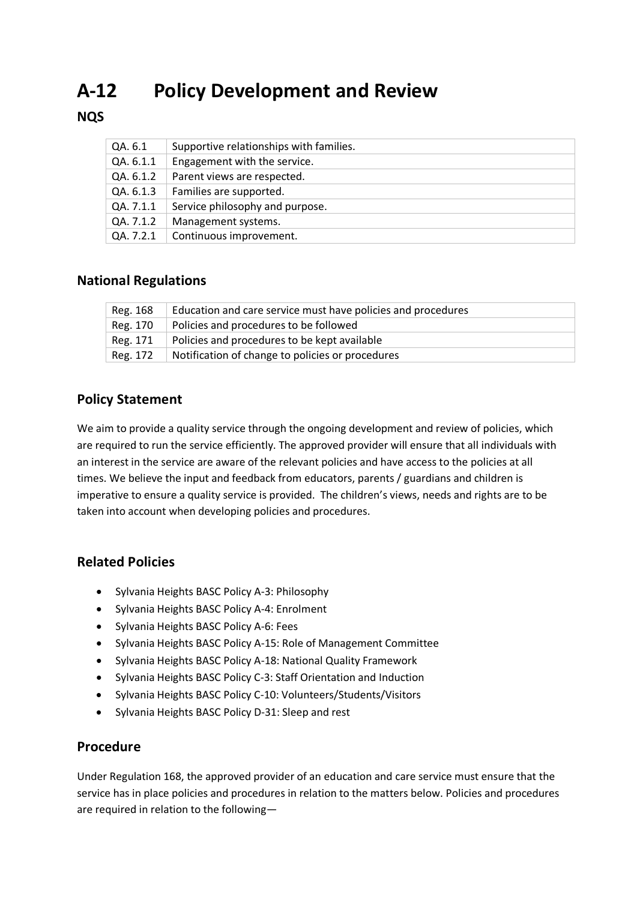# A-12 Policy Development and Review

## NQS

| | |
|---|---|
| QA. 6.1 | Supportive relationships with families. |
| QA. 6.1.1 | Engagement with the service. |
| QA. 6.1.2 | Parent views are respected. |
| QA. 6.1.3 | Families are supported. |
| QA. 7.1.1 | Service philosophy and purpose. |
| QA. 7.1.2 | Management systems. |
| QA. 7.2.1 | Continuous improvement. |

## National Regulations

| | |
|---|---|
| Reg. 168 | Education and care service must have policies and procedures |
| Reg. 170 | Policies and procedures to be followed |
| Reg. 171 | Policies and procedures to be kept available |
| Reg. 172 | Notification of change to policies or procedures |

## Policy Statement

We aim to provide a quality service through the ongoing development and review of policies, which are required to run the service efficiently. The approved provider will ensure that all individuals with an interest in the service are aware of the relevant policies and have access to the policies at all times. We believe the input and feedback from educators, parents / guardians and children is imperative to ensure a quality service is provided. The children's views, needs and rights are to be taken into account when developing policies and procedures.

## Related Policies

- Sylvania Heights BASC Policy A-3: Philosophy
- Sylvania Heights BASC Policy A-4: Enrolment
- Sylvania Heights BASC Policy A-6: Fees
- Sylvania Heights BASC Policy A-15: Role of Management Committee
- Sylvania Heights BASC Policy A-18: National Quality Framework
- Sylvania Heights BASC Policy C-3: Staff Orientation and Induction
- Sylvania Heights BASC Policy C-10: Volunteers/Students/Visitors
- Sylvania Heights BASC Policy D-31: Sleep and rest

## Procedure

Under Regulation 168, the approved provider of an education and care service must ensure that the service has in place policies and procedures in relation to the matters below. Policies and procedures are required in relation to the following—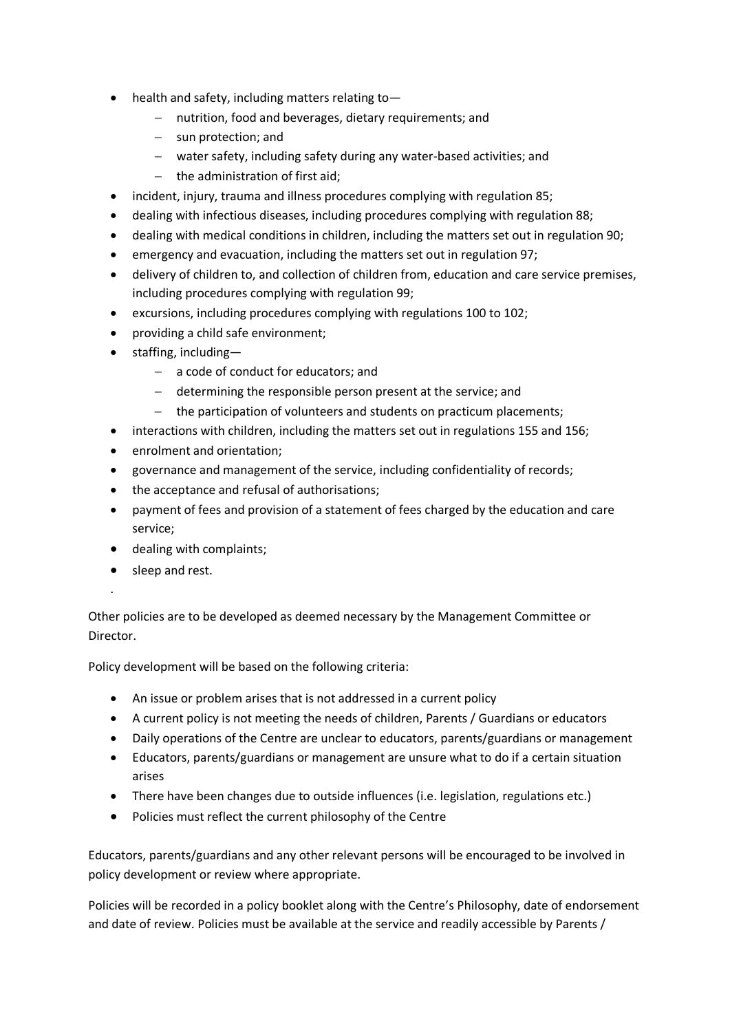- health and safety, including matters relating to—
  - nutrition, food and beverages, dietary requirements; and
  - sun protection; and
  - water safety, including safety during any water-based activities; and
  - the administration of first aid;
- incident, injury, trauma and illness procedures complying with regulation 85;
- dealing with infectious diseases, including procedures complying with regulation 88;
- dealing with medical conditions in children, including the matters set out in regulation 90;
- emergency and evacuation, including the matters set out in regulation 97;
- delivery of children to, and collection of children from, education and care service premises, including procedures complying with regulation 99;
- excursions, including procedures complying with regulations 100 to 102;
- providing a child safe environment;
- staffing, including—
  - a code of conduct for educators; and
  - determining the responsible person present at the service; and
  - the participation of volunteers and students on practicum placements;
- interactions with children, including the matters set out in regulations 155 and 156;
- enrolment and orientation;
- governance and management of the service, including confidentiality of records;
- the acceptance and refusal of authorisations;
- payment of fees and provision of a statement of fees charged by the education and care service;
- dealing with complaints;
- sleep and rest.

.

Other policies are to be developed as deemed necessary by the Management Committee or Director.

Policy development will be based on the following criteria:

- An issue or problem arises that is not addressed in a current policy
- A current policy is not meeting the needs of children, Parents / Guardians or educators
- Daily operations of the Centre are unclear to educators, parents/guardians or management
- Educators, parents/guardians or management are unsure what to do if a certain situation arises
- There have been changes due to outside influences (i.e. legislation, regulations etc.)
- Policies must reflect the current philosophy of the Centre

Educators, parents/guardians and any other relevant persons will be encouraged to be involved in policy development or review where appropriate.

Policies will be recorded in a policy booklet along with the Centre's Philosophy, date of endorsement and date of review. Policies must be available at the service and readily accessible by Parents /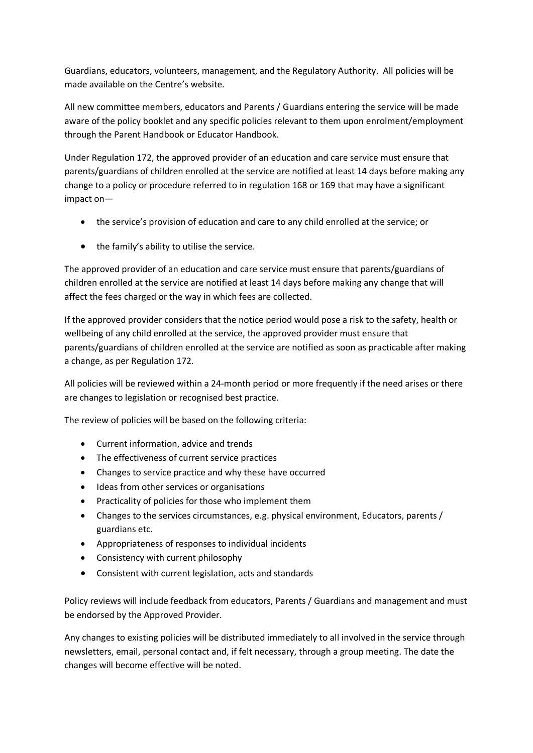Guardians, educators, volunteers, management, and the Regulatory Authority. All policies will be made available on the Centre's website.

All new committee members, educators and Parents / Guardians entering the service will be made aware of the policy booklet and any specific policies relevant to them upon enrolment/employment through the Parent Handbook or Educator Handbook.

Under Regulation 172, the approved provider of an education and care service must ensure that parents/guardians of children enrolled at the service are notified at least 14 days before making any change to a policy or procedure referred to in regulation 168 or 169 that may have a significant impact on—

- the service's provision of education and care to any child enrolled at the service; or
- the family's ability to utilise the service.

The approved provider of an education and care service must ensure that parents/guardians of children enrolled at the service are notified at least 14 days before making any change that will affect the fees charged or the way in which fees are collected.

If the approved provider considers that the notice period would pose a risk to the safety, health or wellbeing of any child enrolled at the service, the approved provider must ensure that parents/guardians of children enrolled at the service are notified as soon as practicable after making a change, as per Regulation 172.

All policies will be reviewed within a 24-month period or more frequently if the need arises or there are changes to legislation or recognised best practice.

The review of policies will be based on the following criteria:

- Current information, advice and trends
- The effectiveness of current service practices
- Changes to service practice and why these have occurred
- Ideas from other services or organisations
- Practicality of policies for those who implement them
- Changes to the services circumstances, e.g. physical environment, Educators, parents / guardians etc.
- Appropriateness of responses to individual incidents
- Consistency with current philosophy
- Consistent with current legislation, acts and standards

Policy reviews will include feedback from educators, Parents / Guardians and management and must be endorsed by the Approved Provider.

Any changes to existing policies will be distributed immediately to all involved in the service through newsletters, email, personal contact and, if felt necessary, through a group meeting. The date the changes will become effective will be noted.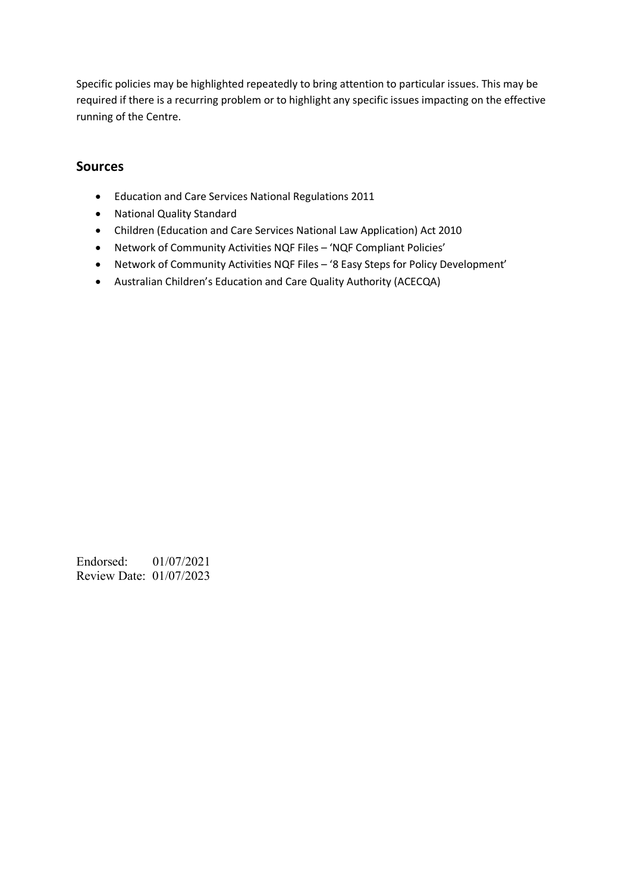Specific policies may be highlighted repeatedly to bring attention to particular issues. This may be required if there is a recurring problem or to highlight any specific issues impacting on the effective running of the Centre.

## Sources

- Education and Care Services National Regulations 2011
- National Quality Standard
- Children (Education and Care Services National Law Application) Act 2010
- Network of Community Activities NQF Files – 'NQF Compliant Policies'
- Network of Community Activities NQF Files – '8 Easy Steps for Policy Development'
- Australian Children's Education and Care Quality Authority (ACECQA)

Endorsed: 01/07/2021
Review Date: 01/07/2023